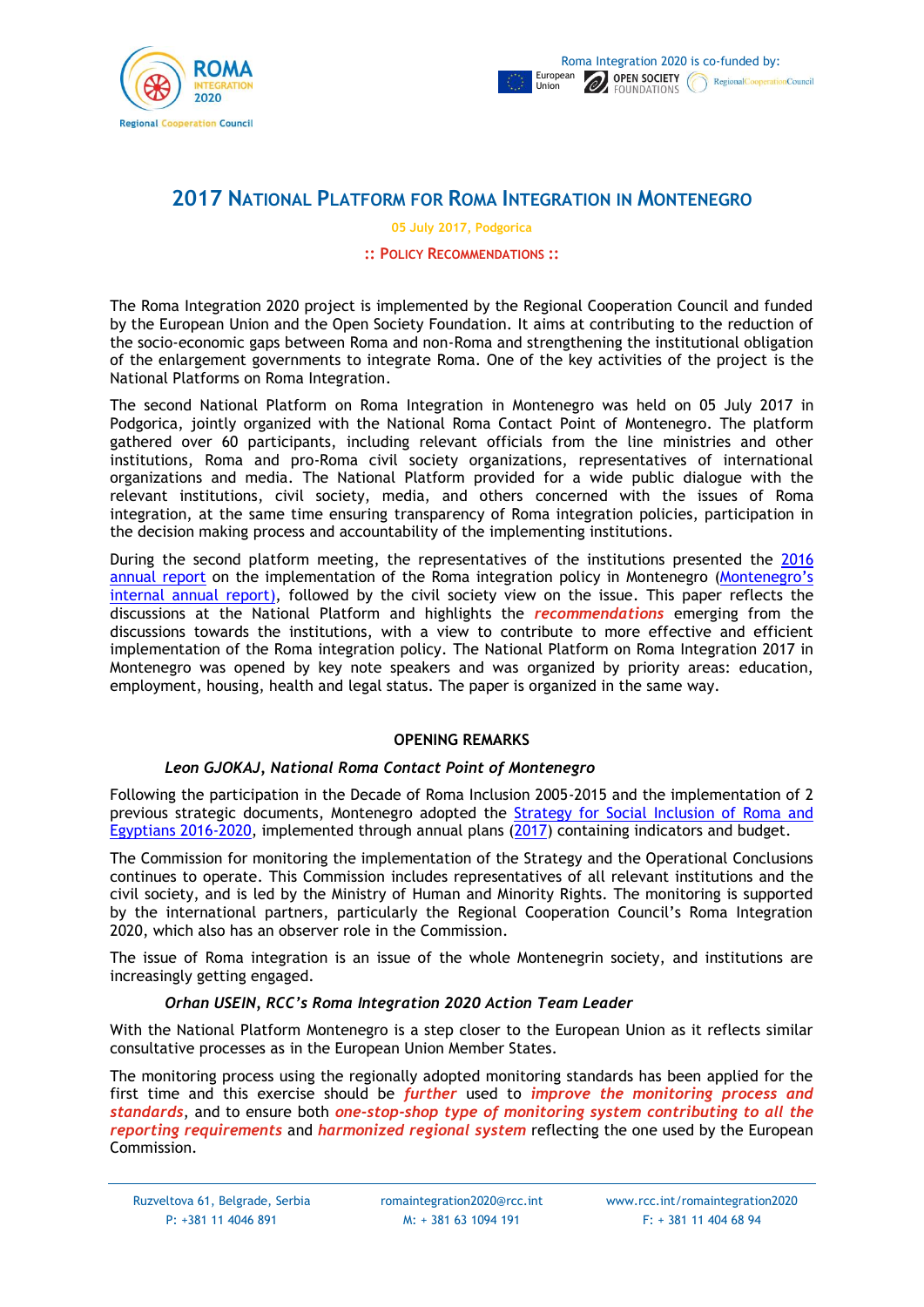# 2017 National Platform for Roma Integration in Montenegro

05 July 2017, Podgorica

:: Policy Recommendations ::

The Roma Integration 2020 project is implemented by the Regional Cooperation Council and funded by the European Union and the Open Society Foundation. It aims at contributing to the reduction of the socio-economic gaps between Roma and non-Roma and strengthening the institutional obligation of the enlargement governments to integrate Roma. One of the key activities of the project is the National Platforms on Roma Integration.

The second National Platform on Roma Integration in Montenegro was held on 05 July 2017 in Podgorica, jointly organized with the National Roma Contact Point of Montenegro. The platform gathered over 60 participants, including relevant officials from the line ministries and other institutions, Roma and pro-Roma civil society organizations, representatives of international organizations and media. The National Platform provided for a wide public dialogue with the relevant institutions, civil society, media, and others concerned with the issues of Roma integration, at the same time ensuring transparency of Roma integration policies, participation in the decision making process and accountability of the implementing institutions.

During the second platform meeting, the representatives of the institutions presented the 2016 annual report on the implementation of the Roma integration policy in Montenegro (Montenegro's internal annual report), followed by the civil society view on the issue. This paper reflects the discussions at the National Platform and highlights the ***recommendations*** emerging from the discussions towards the institutions, with a view to contribute to more effective and efficient implementation of the Roma integration policy. The National Platform on Roma Integration 2017 in Montenegro was opened by key note speakers and was organized by priority areas: education, employment, housing, health and legal status. The paper is organized in the same way.

## OPENING REMARKS

### *Leon GJOKAJ, National Roma Contact Point of Montenegro*

Following the participation in the Decade of Roma Inclusion 2005-2015 and the implementation of 2 previous strategic documents, Montenegro adopted the Strategy for Social Inclusion of Roma and Egyptians 2016-2020, implemented through annual plans (2017) containing indicators and budget.

The Commission for monitoring the implementation of the Strategy and the Operational Conclusions continues to operate. This Commission includes representatives of all relevant institutions and the civil society, and is led by the Ministry of Human and Minority Rights. The monitoring is supported by the international partners, particularly the Regional Cooperation Council's Roma Integration 2020, which also has an observer role in the Commission.

The issue of Roma integration is an issue of the whole Montenegrin society, and institutions are increasingly getting engaged.

### *Orhan USEIN, RCC's Roma Integration 2020 Action Team Leader*

With the National Platform Montenegro is a step closer to the European Union as it reflects similar consultative processes as in the European Union Member States.

The monitoring process using the regionally adopted monitoring standards has been applied for the first time and this exercise should be ***further*** used to ***improve the monitoring process and standards***, and to ensure both ***one-stop-shop type of monitoring system contributing to all the reporting requirements*** and ***harmonized regional system*** reflecting the one used by the European Commission.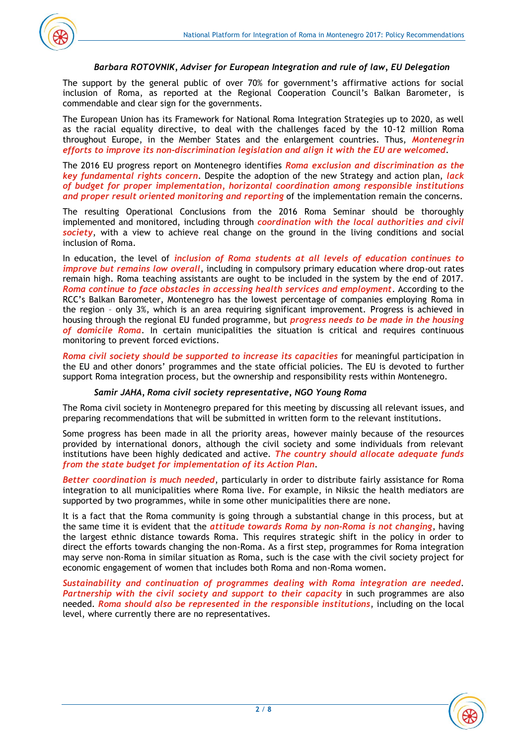### *Barbara ROTOVNIK, Adviser for European Integration and rule of law, EU Delegation*

The support by the general public of over 70% for government's affirmative actions for social inclusion of Roma, as reported at the Regional Cooperation Council's Balkan Barometer, is commendable and clear sign for the governments.

The European Union has its Framework for National Roma Integration Strategies up to 2020, as well as the racial equality directive, to deal with the challenges faced by the 10-12 million Roma throughout Europe, in the Member States and the enlargement countries. Thus, ***Montenegrin efforts to improve its non-discrimination legislation and align it with the EU are welcomed***.

The 2016 EU progress report on Montenegro identifies ***Roma exclusion and discrimination as the key fundamental rights concern***. Despite the adoption of the new Strategy and action plan, ***lack of budget for proper implementation, horizontal coordination among responsible institutions and proper result oriented monitoring and reporting*** of the implementation remain the concerns.

The resulting Operational Conclusions from the 2016 Roma Seminar should be thoroughly implemented and monitored, including through ***coordination with the local authorities and civil society***, with a view to achieve real change on the ground in the living conditions and social inclusion of Roma.

In education, the level of ***inclusion of Roma students at all levels of education continues to improve but remains low overall***, including in compulsory primary education where drop-out rates remain high. Roma teaching assistants are ought to be included in the system by the end of 2017. ***Roma continue to face obstacles in accessing health services and employment***. According to the RCC's Balkan Barometer, Montenegro has the lowest percentage of companies employing Roma in the region – only 3%, which is an area requiring significant improvement. Progress is achieved in housing through the regional EU funded programme, but ***progress needs to be made in the housing of domicile Roma***. In certain municipalities the situation is critical and requires continuous monitoring to prevent forced evictions.

***Roma civil society should be supported to increase its capacities*** for meaningful participation in the EU and other donors' programmes and the state official policies. The EU is devoted to further support Roma integration process, but the ownership and responsibility rests within Montenegro.

### *Samir JAHA, Roma civil society representative, NGO Young Roma*

The Roma civil society in Montenegro prepared for this meeting by discussing all relevant issues, and preparing recommendations that will be submitted in written form to the relevant institutions.

Some progress has been made in all the priority areas, however mainly because of the resources provided by international donors, although the civil society and some individuals from relevant institutions have been highly dedicated and active. ***The country should allocate adequate funds from the state budget for implementation of its Action Plan***.

***Better coordination is much needed***, particularly in order to distribute fairly assistance for Roma integration to all municipalities where Roma live. For example, in Niksic the health mediators are supported by two programmes, while in some other municipalities there are none.

It is a fact that the Roma community is going through a substantial change in this process, but at the same time it is evident that the ***attitude towards Roma by non-Roma is not changing***, having the largest ethnic distance towards Roma. This requires strategic shift in the policy in order to direct the efforts towards changing the non-Roma. As a first step, programmes for Roma integration may serve non-Roma in similar situation as Roma, such is the case with the civil society project for economic engagement of women that includes both Roma and non-Roma women.

***Sustainability and continuation of programmes dealing with Roma integration are needed***. ***Partnership with the civil society and support to their capacity*** in such programmes are also needed. ***Roma should also be represented in the responsible institutions***, including on the local level, where currently there are no representatives.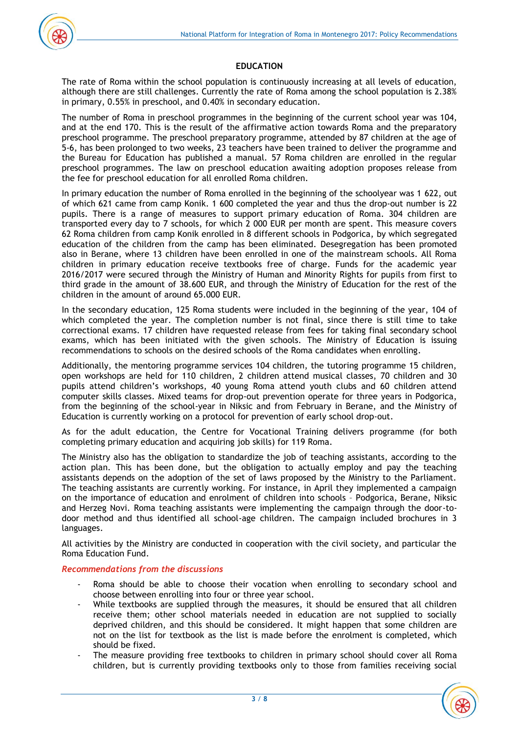## EDUCATION

The rate of Roma within the school population is continuously increasing at all levels of education, although there are still challenges. Currently the rate of Roma among the school population is 2.38% in primary, 0.55% in preschool, and 0.40% in secondary education.

The number of Roma in preschool programmes in the beginning of the current school year was 104, and at the end 170. This is the result of the affirmative action towards Roma and the preparatory preschool programme. The preschool preparatory programme, attended by 87 children at the age of 5-6, has been prolonged to two weeks, 23 teachers have been trained to deliver the programme and the Bureau for Education has published a manual. 57 Roma children are enrolled in the regular preschool programmes. The law on preschool education awaiting adoption proposes release from the fee for preschool education for all enrolled Roma children.

In primary education the number of Roma enrolled in the beginning of the schoolyear was 1 622, out of which 621 came from camp Konik. 1 600 completed the year and thus the drop-out number is 22 pupils. There is a range of measures to support primary education of Roma. 304 children are transported every day to 7 schools, for which 2 000 EUR per month are spent. This measure covers 62 Roma children from camp Konik enrolled in 8 different schools in Podgorica, by which segregated education of the children from the camp has been eliminated. Desegregation has been promoted also in Berane, where 13 children have been enrolled in one of the mainstream schools. All Roma children in primary education receive textbooks free of charge. Funds for the academic year 2016/2017 were secured through the Ministry of Human and Minority Rights for pupils from first to third grade in the amount of 38.600 EUR, and through the Ministry of Education for the rest of the children in the amount of around 65.000 EUR.

In the secondary education, 125 Roma students were included in the beginning of the year, 104 of which completed the year. The completion number is not final, since there is still time to take correctional exams. 17 children have requested release from fees for taking final secondary school exams, which has been initiated with the given schools. The Ministry of Education is issuing recommendations to schools on the desired schools of the Roma candidates when enrolling.

Additionally, the mentoring programme services 104 children, the tutoring programme 15 children, open workshops are held for 110 children, 2 children attend musical classes, 70 children and 30 pupils attend children's workshops, 40 young Roma attend youth clubs and 60 children attend computer skills classes. Mixed teams for drop-out prevention operate for three years in Podgorica, from the beginning of the school-year in Niksic and from February in Berane, and the Ministry of Education is currently working on a protocol for prevention of early school drop-out.

As for the adult education, the Centre for Vocational Training delivers programme (for both completing primary education and acquiring job skills) for 119 Roma.

The Ministry also has the obligation to standardize the job of teaching assistants, according to the action plan. This has been done, but the obligation to actually employ and pay the teaching assistants depends on the adoption of the set of laws proposed by the Ministry to the Parliament. The teaching assistants are currently working. For instance, in April they implemented a campaign on the importance of education and enrolment of children into schools – Podgorica, Berane, Niksic and Herzeg Novi. Roma teaching assistants were implementing the campaign through the door-to-door method and thus identified all school-age children. The campaign included brochures in 3 languages.

All activities by the Ministry are conducted in cooperation with the civil society, and particular the Roma Education Fund.

### *Recommendations from the discussions*

- Roma should be able to choose their vocation when enrolling to secondary school and choose between enrolling into four or three year school.
- While textbooks are supplied through the measures, it should be ensured that all children receive them; other school materials needed in education are not supplied to socially deprived children, and this should be considered. It might happen that some children are not on the list for textbook as the list is made before the enrolment is completed, which should be fixed.
- The measure providing free textbooks to children in primary school should cover all Roma children, but is currently providing textbooks only to those from families receiving social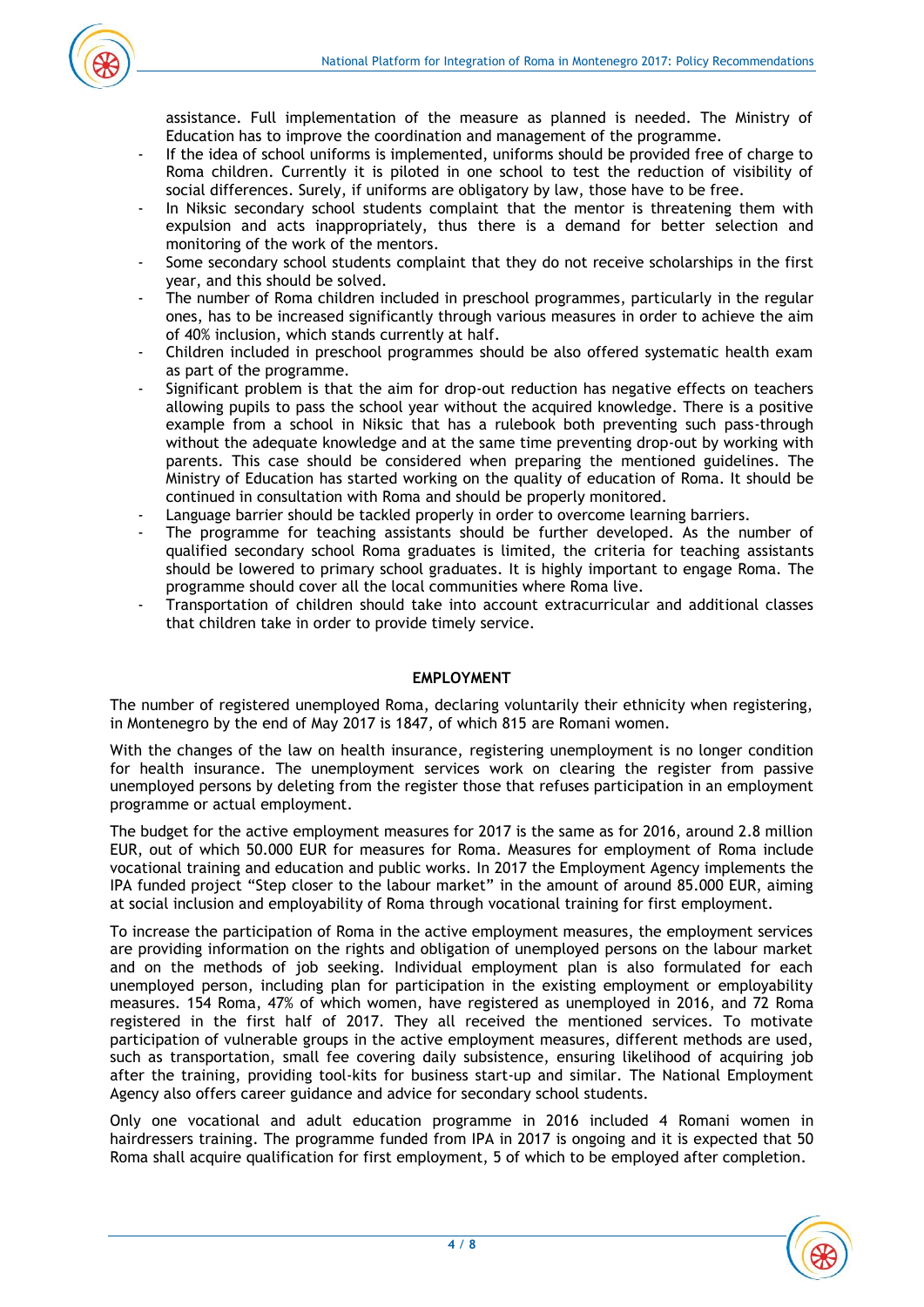assistance. Full implementation of the measure as planned is needed. The Ministry of Education has to improve the coordination and management of the programme.

- If the idea of school uniforms is implemented, uniforms should be provided free of charge to Roma children. Currently it is piloted in one school to test the reduction of visibility of social differences. Surely, if uniforms are obligatory by law, those have to be free.
- In Niksic secondary school students complaint that the mentor is threatening them with expulsion and acts inappropriately, thus there is a demand for better selection and monitoring of the work of the mentors.
- Some secondary school students complaint that they do not receive scholarships in the first year, and this should be solved.
- The number of Roma children included in preschool programmes, particularly in the regular ones, has to be increased significantly through various measures in order to achieve the aim of 40% inclusion, which stands currently at half.
- Children included in preschool programmes should be also offered systematic health exam as part of the programme.
- Significant problem is that the aim for drop-out reduction has negative effects on teachers allowing pupils to pass the school year without the acquired knowledge. There is a positive example from a school in Niksic that has a rulebook both preventing such pass-through without the adequate knowledge and at the same time preventing drop-out by working with parents. This case should be considered when preparing the mentioned guidelines. The Ministry of Education has started working on the quality of education of Roma. It should be continued in consultation with Roma and should be properly monitored.
- Language barrier should be tackled properly in order to overcome learning barriers.
- The programme for teaching assistants should be further developed. As the number of qualified secondary school Roma graduates is limited, the criteria for teaching assistants should be lowered to primary school graduates. It is highly important to engage Roma. The programme should cover all the local communities where Roma live.
- Transportation of children should take into account extracurricular and additional classes that children take in order to provide timely service.

## EMPLOYMENT

The number of registered unemployed Roma, declaring voluntarily their ethnicity when registering, in Montenegro by the end of May 2017 is 1847, of which 815 are Romani women.

With the changes of the law on health insurance, registering unemployment is no longer condition for health insurance. The unemployment services work on clearing the register from passive unemployed persons by deleting from the register those that refuses participation in an employment programme or actual employment.

The budget for the active employment measures for 2017 is the same as for 2016, around 2.8 million EUR, out of which 50.000 EUR for measures for Roma. Measures for employment of Roma include vocational training and education and public works. In 2017 the Employment Agency implements the IPA funded project "Step closer to the labour market" in the amount of around 85.000 EUR, aiming at social inclusion and employability of Roma through vocational training for first employment.

To increase the participation of Roma in the active employment measures, the employment services are providing information on the rights and obligation of unemployed persons on the labour market and on the methods of job seeking. Individual employment plan is also formulated for each unemployed person, including plan for participation in the existing employment or employability measures. 154 Roma, 47% of which women, have registered as unemployed in 2016, and 72 Roma registered in the first half of 2017. They all received the mentioned services. To motivate participation of vulnerable groups in the active employment measures, different methods are used, such as transportation, small fee covering daily subsistence, ensuring likelihood of acquiring job after the training, providing tool-kits for business start-up and similar. The National Employment Agency also offers career guidance and advice for secondary school students.

Only one vocational and adult education programme in 2016 included 4 Romani women in hairdressers training. The programme funded from IPA in 2017 is ongoing and it is expected that 50 Roma shall acquire qualification for first employment, 5 of which to be employed after completion.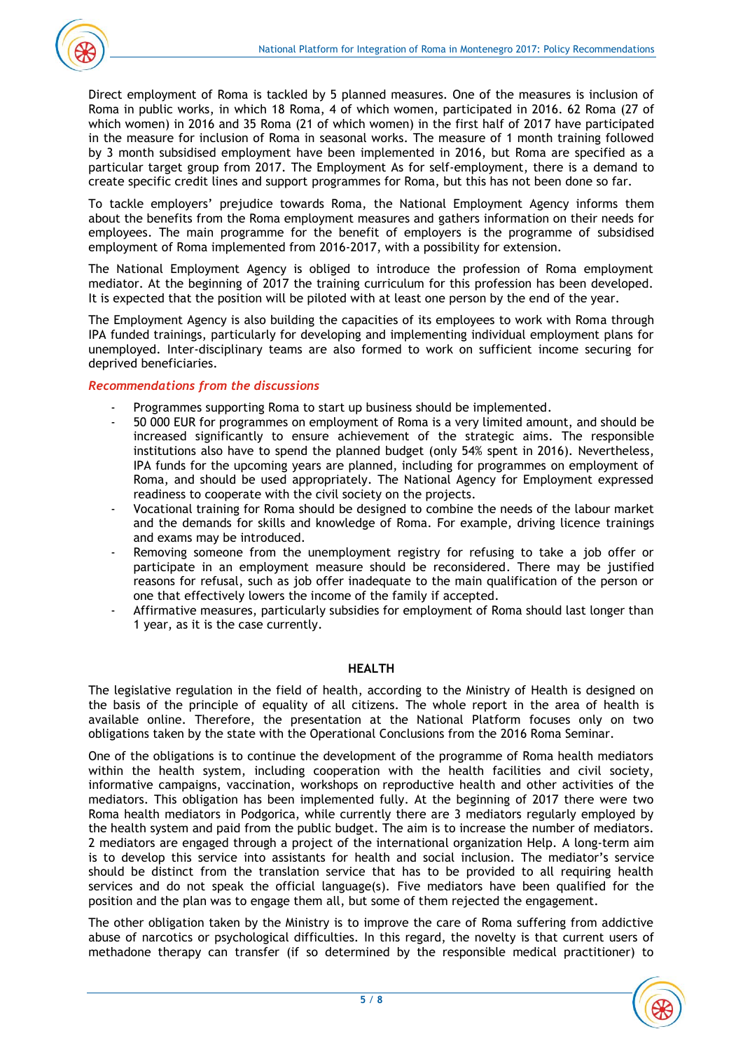Direct employment of Roma is tackled by 5 planned measures. One of the measures is inclusion of Roma in public works, in which 18 Roma, 4 of which women, participated in 2016. 62 Roma (27 of which women) in 2016 and 35 Roma (21 of which women) in the first half of 2017 have participated in the measure for inclusion of Roma in seasonal works. The measure of 1 month training followed by 3 month subsidised employment have been implemented in 2016, but Roma are specified as a particular target group from 2017. The Employment As for self-employment, there is a demand to create specific credit lines and support programmes for Roma, but this has not been done so far.

To tackle employers' prejudice towards Roma, the National Employment Agency informs them about the benefits from the Roma employment measures and gathers information on their needs for employees. The main programme for the benefit of employers is the programme of subsidised employment of Roma implemented from 2016-2017, with a possibility for extension.

The National Employment Agency is obliged to introduce the profession of Roma employment mediator. At the beginning of 2017 the training curriculum for this profession has been developed. It is expected that the position will be piloted with at least one person by the end of the year.

The Employment Agency is also building the capacities of its employees to work with Roma through IPA funded trainings, particularly for developing and implementing individual employment plans for unemployed. Inter-disciplinary teams are also formed to work on sufficient income securing for deprived beneficiaries.

*Recommendations from the discussions*

- Programmes supporting Roma to start up business should be implemented.
- 50 000 EUR for programmes on employment of Roma is a very limited amount, and should be increased significantly to ensure achievement of the strategic aims. The responsible institutions also have to spend the planned budget (only 54% spent in 2016). Nevertheless, IPA funds for the upcoming years are planned, including for programmes on employment of Roma, and should be used appropriately. The National Agency for Employment expressed readiness to cooperate with the civil society on the projects.
- Vocational training for Roma should be designed to combine the needs of the labour market and the demands for skills and knowledge of Roma. For example, driving licence trainings and exams may be introduced.
- Removing someone from the unemployment registry for refusing to take a job offer or participate in an employment measure should be reconsidered. There may be justified reasons for refusal, such as job offer inadequate to the main qualification of the person or one that effectively lowers the income of the family if accepted.
- Affirmative measures, particularly subsidies for employment of Roma should last longer than 1 year, as it is the case currently.

## HEALTH

The legislative regulation in the field of health, according to the Ministry of Health is designed on the basis of the principle of equality of all citizens. The whole report in the area of health is available online. Therefore, the presentation at the National Platform focuses only on two obligations taken by the state with the Operational Conclusions from the 2016 Roma Seminar.

One of the obligations is to continue the development of the programme of Roma health mediators within the health system, including cooperation with the health facilities and civil society, informative campaigns, vaccination, workshops on reproductive health and other activities of the mediators. This obligation has been implemented fully. At the beginning of 2017 there were two Roma health mediators in Podgorica, while currently there are 3 mediators regularly employed by the health system and paid from the public budget. The aim is to increase the number of mediators. 2 mediators are engaged through a project of the international organization Help. A long-term aim is to develop this service into assistants for health and social inclusion. The mediator's service should be distinct from the translation service that has to be provided to all requiring health services and do not speak the official language(s). Five mediators have been qualified for the position and the plan was to engage them all, but some of them rejected the engagement.

The other obligation taken by the Ministry is to improve the care of Roma suffering from addictive abuse of narcotics or psychological difficulties. In this regard, the novelty is that current users of methadone therapy can transfer (if so determined by the responsible medical practitioner) to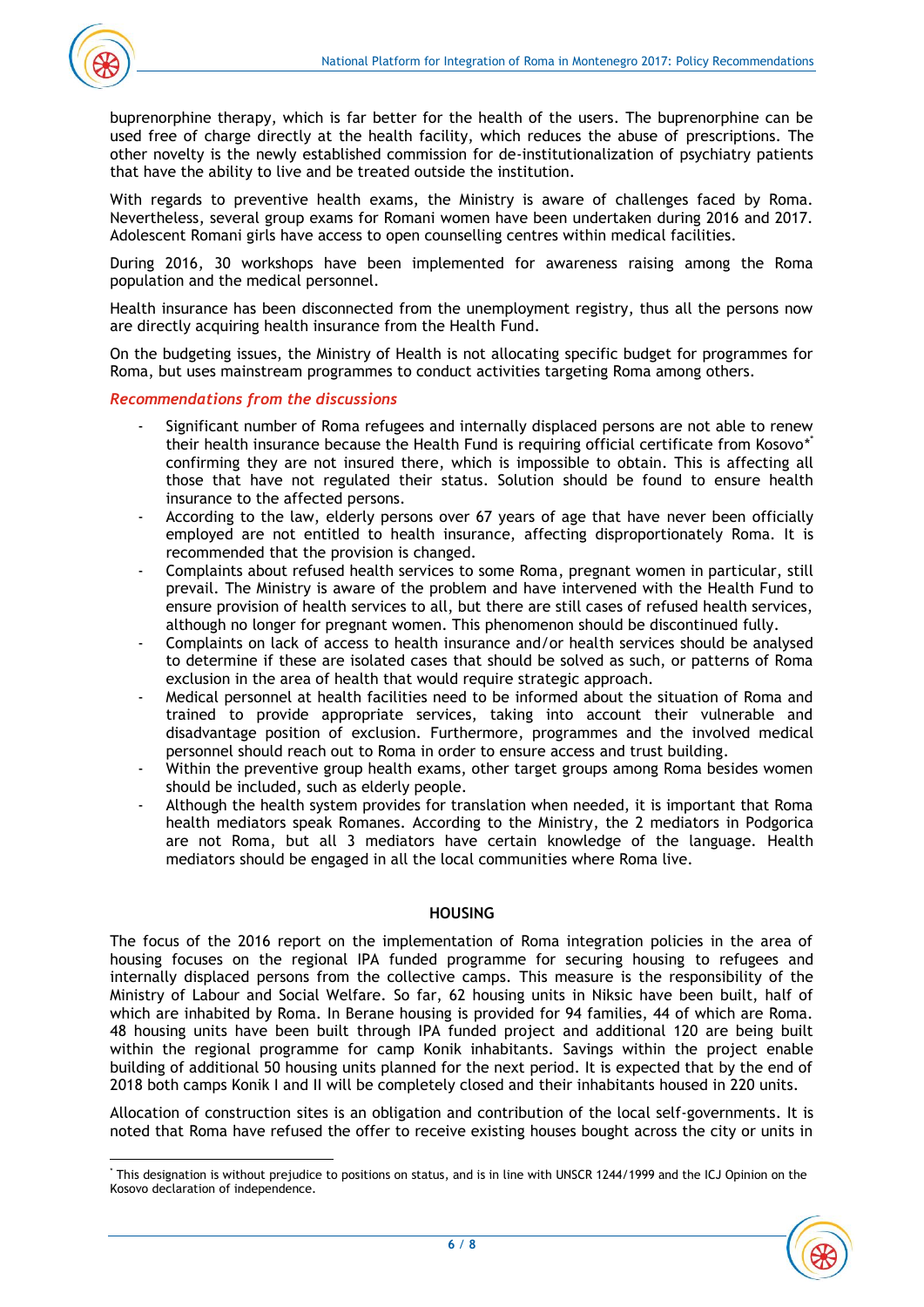buprenorphine therapy, which is far better for the health of the users. The buprenorphine can be used free of charge directly at the health facility, which reduces the abuse of prescriptions. The other novelty is the newly established commission for de-institutionalization of psychiatry patients that have the ability to live and be treated outside the institution.

With regards to preventive health exams, the Ministry is aware of challenges faced by Roma. Nevertheless, several group exams for Romani women have been undertaken during 2016 and 2017. Adolescent Romani girls have access to open counselling centres within medical facilities.

During 2016, 30 workshops have been implemented for awareness raising among the Roma population and the medical personnel.

Health insurance has been disconnected from the unemployment registry, thus all the persons now are directly acquiring health insurance from the Health Fund.

On the budgeting issues, the Ministry of Health is not allocating specific budget for programmes for Roma, but uses mainstream programmes to conduct activities targeting Roma among others.

### *Recommendations from the discussions*

- Significant number of Roma refugees and internally displaced persons are not able to renew their health insurance because the Health Fund is requiring official certificate from Kosovo*[*] confirming they are not insured there, which is impossible to obtain. This is affecting all those that have not regulated their status. Solution should be found to ensure health insurance to the affected persons.
- According to the law, elderly persons over 67 years of age that have never been officially employed are not entitled to health insurance, affecting disproportionately Roma. It is recommended that the provision is changed.
- Complaints about refused health services to some Roma, pregnant women in particular, still prevail. The Ministry is aware of the problem and have intervened with the Health Fund to ensure provision of health services to all, but there are still cases of refused health services, although no longer for pregnant women. This phenomenon should be discontinued fully.
- Complaints on lack of access to health insurance and/or health services should be analysed to determine if these are isolated cases that should be solved as such, or patterns of Roma exclusion in the area of health that would require strategic approach.
- Medical personnel at health facilities need to be informed about the situation of Roma and trained to provide appropriate services, taking into account their vulnerable and disadvantage position of exclusion. Furthermore, programmes and the involved medical personnel should reach out to Roma in order to ensure access and trust building.
- Within the preventive group health exams, other target groups among Roma besides women should be included, such as elderly people.
- Although the health system provides for translation when needed, it is important that Roma health mediators speak Romanes. According to the Ministry, the 2 mediators in Podgorica are not Roma, but all 3 mediators have certain knowledge of the language. Health mediators should be engaged in all the local communities where Roma live.

## HOUSING

The focus of the 2016 report on the implementation of Roma integration policies in the area of housing focuses on the regional IPA funded programme for securing housing to refugees and internally displaced persons from the collective camps. This measure is the responsibility of the Ministry of Labour and Social Welfare. So far, 62 housing units in Niksic have been built, half of which are inhabited by Roma. In Berane housing is provided for 94 families, 44 of which are Roma. 48 housing units have been built through IPA funded project and additional 120 are being built within the regional programme for camp Konik inhabitants. Savings within the project enable building of additional 50 housing units planned for the next period. It is expected that by the end of 2018 both camps Konik I and II will be completely closed and their inhabitants housed in 220 units.

Allocation of construction sites is an obligation and contribution of the local self-governments. It is noted that Roma have refused the offer to receive existing houses bought across the city or units in

---

[*] This designation is without prejudice to positions on status, and is in line with UNSCR 1244/1999 and the ICJ Opinion on the Kosovo declaration of independence.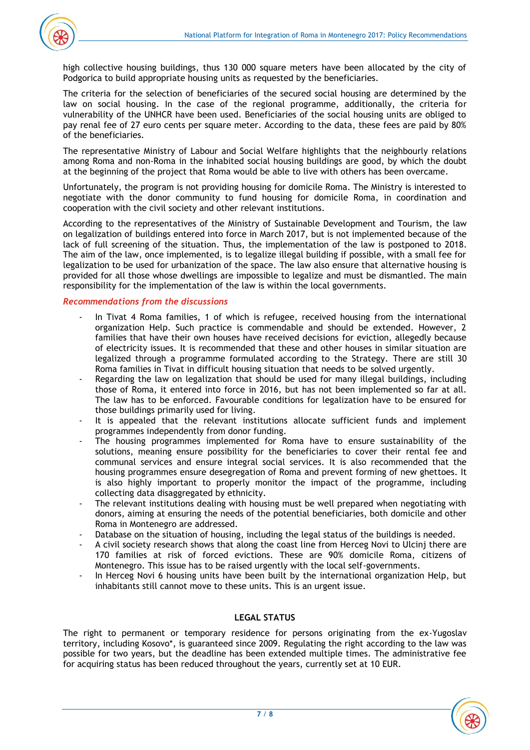high collective housing buildings, thus 130 000 square meters have been allocated by the city of Podgorica to build appropriate housing units as requested by the beneficiaries.

The criteria for the selection of beneficiaries of the secured social housing are determined by the law on social housing. In the case of the regional programme, additionally, the criteria for vulnerability of the UNHCR have been used. Beneficiaries of the social housing units are obliged to pay renal fee of 27 euro cents per square meter. According to the data, these fees are paid by 80% of the beneficiaries.

The representative Ministry of Labour and Social Welfare highlights that the neighbourly relations among Roma and non-Roma in the inhabited social housing buildings are good, by which the doubt at the beginning of the project that Roma would be able to live with others has been overcame.

Unfortunately, the program is not providing housing for domicile Roma. The Ministry is interested to negotiate with the donor community to fund housing for domicile Roma, in coordination and cooperation with the civil society and other relevant institutions.

According to the representatives of the Ministry of Sustainable Development and Tourism, the law on legalization of buildings entered into force in March 2017, but is not implemented because of the lack of full screening of the situation. Thus, the implementation of the law is postponed to 2018. The aim of the law, once implemented, is to legalize illegal building if possible, with a small fee for legalization to be used for urbanization of the space. The law also ensure that alternative housing is provided for all those whose dwellings are impossible to legalize and must be dismantled. The main responsibility for the implementation of the law is within the local governments.

### *Recommendations from the discussions*

- In Tivat 4 Roma families, 1 of which is refugee, received housing from the international organization Help. Such practice is commendable and should be extended. However, 2 families that have their own houses have received decisions for eviction, allegedly because of electricity issues. It is recommended that these and other houses in similar situation are legalized through a programme formulated according to the Strategy. There are still 30 Roma families in Tivat in difficult housing situation that needs to be solved urgently.
- Regarding the law on legalization that should be used for many illegal buildings, including those of Roma, it entered into force in 2016, but has not been implemented so far at all. The law has to be enforced. Favourable conditions for legalization have to be ensured for those buildings primarily used for living.
- It is appealed that the relevant institutions allocate sufficient funds and implement programmes independently from donor funding.
- The housing programmes implemented for Roma have to ensure sustainability of the solutions, meaning ensure possibility for the beneficiaries to cover their rental fee and communal services and ensure integral social services. It is also recommended that the housing programmes ensure desegregation of Roma and prevent forming of new ghettoes. It is also highly important to properly monitor the impact of the programme, including collecting data disaggregated by ethnicity.
- The relevant institutions dealing with housing must be well prepared when negotiating with donors, aiming at ensuring the needs of the potential beneficiaries, both domicile and other Roma in Montenegro are addressed.
- Database on the situation of housing, including the legal status of the buildings is needed.
- A civil society research shows that along the coast line from Herceg Novi to Ulcinj there are 170 families at risk of forced evictions. These are 90% domicile Roma, citizens of Montenegro. This issue has to be raised urgently with the local self-governments.
- In Herceg Novi 6 housing units have been built by the international organization Help, but inhabitants still cannot move to these units. This is an urgent issue.

## LEGAL STATUS

The right to permanent or temporary residence for persons originating from the ex-Yugoslav territory, including Kosovo*, is guaranteed since 2009. Regulating the right according to the law was possible for two years, but the deadline has been extended multiple times. The administrative fee for acquiring status has been reduced throughout the years, currently set at 10 EUR.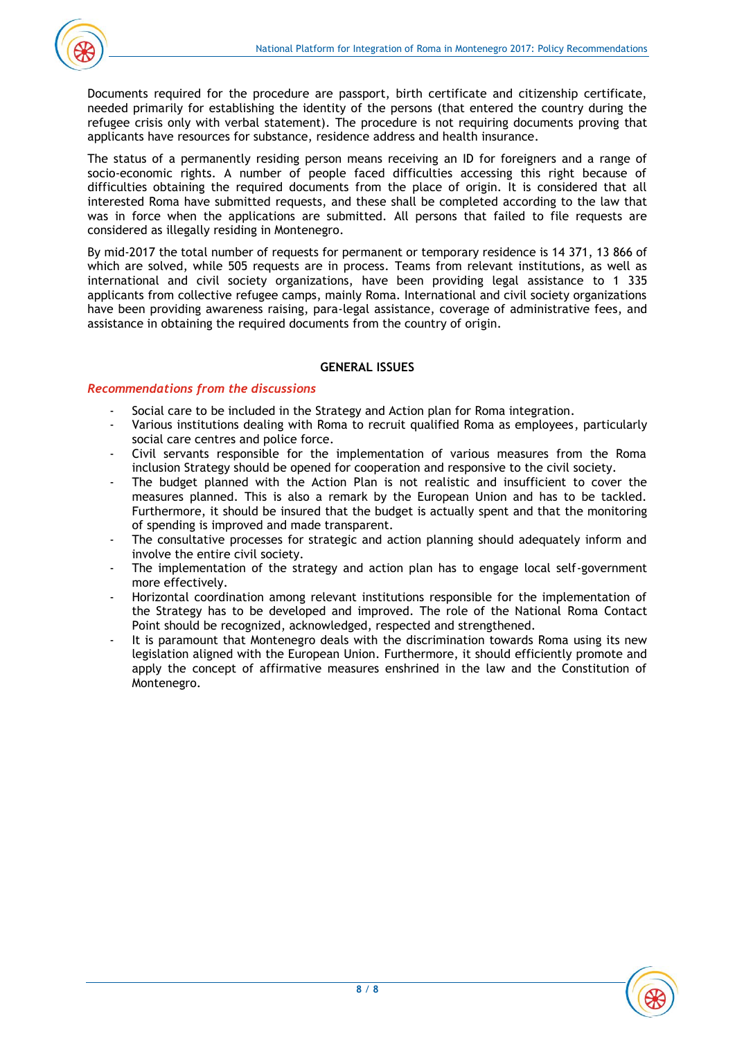Documents required for the procedure are passport, birth certificate and citizenship certificate, needed primarily for establishing the identity of the persons (that entered the country during the refugee crisis only with verbal statement). The procedure is not requiring documents proving that applicants have resources for substance, residence address and health insurance.

The status of a permanently residing person means receiving an ID for foreigners and a range of socio-economic rights. A number of people faced difficulties accessing this right because of difficulties obtaining the required documents from the place of origin. It is considered that all interested Roma have submitted requests, and these shall be completed according to the law that was in force when the applications are submitted. All persons that failed to file requests are considered as illegally residing in Montenegro.

By mid-2017 the total number of requests for permanent or temporary residence is 14 371, 13 866 of which are solved, while 505 requests are in process. Teams from relevant institutions, as well as international and civil society organizations, have been providing legal assistance to 1 335 applicants from collective refugee camps, mainly Roma. International and civil society organizations have been providing awareness raising, para-legal assistance, coverage of administrative fees, and assistance in obtaining the required documents from the country of origin.

## GENERAL ISSUES

*Recommendations from the discussions*

- Social care to be included in the Strategy and Action plan for Roma integration.
- Various institutions dealing with Roma to recruit qualified Roma as employees, particularly social care centres and police force.
- Civil servants responsible for the implementation of various measures from the Roma inclusion Strategy should be opened for cooperation and responsive to the civil society.
- The budget planned with the Action Plan is not realistic and insufficient to cover the measures planned. This is also a remark by the European Union and has to be tackled. Furthermore, it should be insured that the budget is actually spent and that the monitoring of spending is improved and made transparent.
- The consultative processes for strategic and action planning should adequately inform and involve the entire civil society.
- The implementation of the strategy and action plan has to engage local self-government more effectively.
- Horizontal coordination among relevant institutions responsible for the implementation of the Strategy has to be developed and improved. The role of the National Roma Contact Point should be recognized, acknowledged, respected and strengthened.
- It is paramount that Montenegro deals with the discrimination towards Roma using its new legislation aligned with the European Union. Furthermore, it should efficiently promote and apply the concept of affirmative measures enshrined in the law and the Constitution of Montenegro.